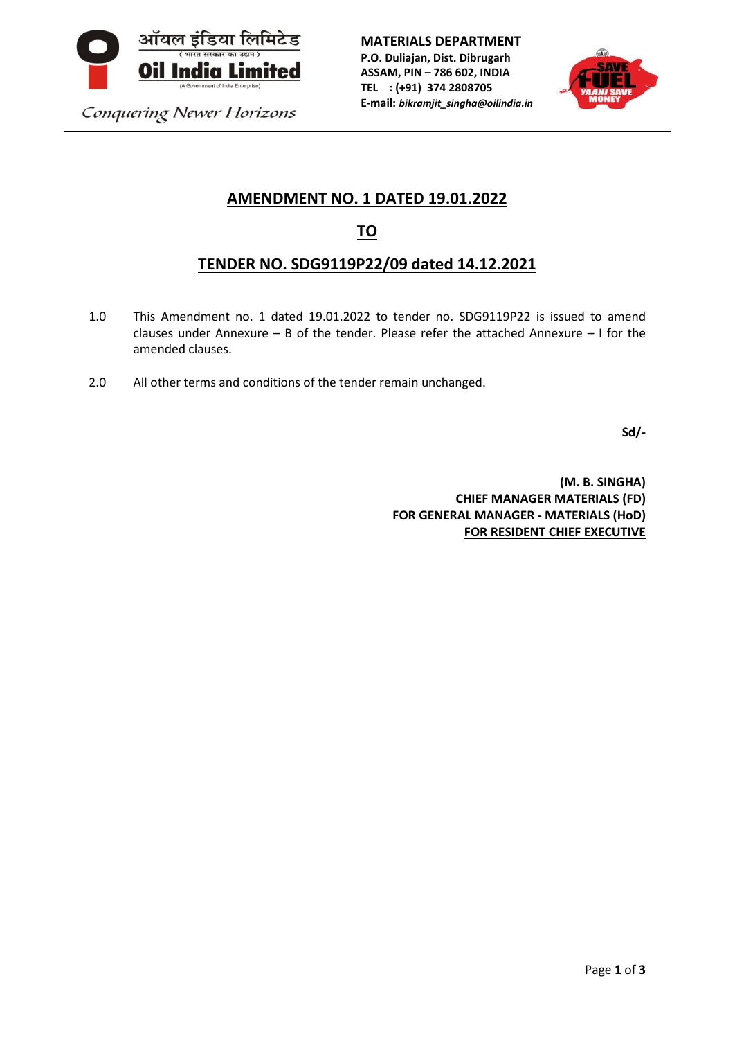ऑयल इंडिया लिमिटेड
( भारत सरकार का उद्यम )
**Oil India Limited**
(A Government of India Enterprise)

*Conquering Newer Horizons*

**MATERIALS DEPARTMENT**
**P.O. Duliajan, Dist. Dibrugarh**
**ASSAM, PIN – 786 602, INDIA**
**TEL : (+91) 374 2808705**
**E-mail:** ***bikramjit_singha@oilindia.in***

# AMENDMENT NO. 1 DATED 19.01.2022

# TO

# TENDER NO. SDG9119P22/09 dated 14.12.2021

1.0 This Amendment no. 1 dated 19.01.2022 to tender no. SDG9119P22 is issued to amend clauses under Annexure – B of the tender. Please refer the attached Annexure – I for the amended clauses.

2.0 All other terms and conditions of the tender remain unchanged.

**Sd/-**

**(M. B. SINGHA)**
**CHIEF MANAGER MATERIALS (FD)**
**FOR GENERAL MANAGER - MATERIALS (HoD)**
**FOR RESIDENT CHIEF EXECUTIVE**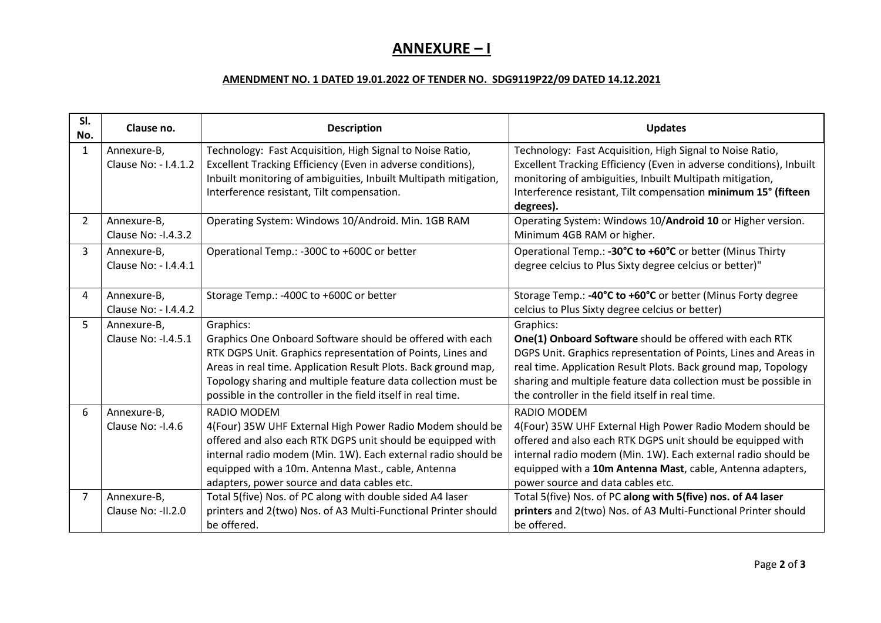# ANNEXURE – I

**AMENDMENT NO. 1 DATED 19.01.2022 OF TENDER NO. SDG9119P22/09 DATED 14.12.2021**

| Sl. No. | Clause no. | Description | Updates |
|---|---|---|---|
| 1 | Annexure-B, Clause No: - I.4.1.2 | Technology: Fast Acquisition, High Signal to Noise Ratio, Excellent Tracking Efficiency (Even in adverse conditions), Inbuilt monitoring of ambiguities, Inbuilt Multipath mitigation, Interference resistant, Tilt compensation. | Technology: Fast Acquisition, High Signal to Noise Ratio, Excellent Tracking Efficiency (Even in adverse conditions), Inbuilt monitoring of ambiguities, Inbuilt Multipath mitigation, Interference resistant, Tilt compensation **minimum 15° (fifteen degrees).** |
| 2 | Annexure-B, Clause No: -I.4.3.2 | Operating System: Windows 10/Android. Min. 1GB RAM | Operating System: Windows 10/**Android 10** or Higher version. Minimum 4GB RAM or higher. |
| 3 | Annexure-B, Clause No: - I.4.4.1 | Operational Temp.: -300C to +600C or better | Operational Temp.: **-30°C to +60°C** or better (Minus Thirty degree celcius to Plus Sixty degree celcius or better)" |
| 4 | Annexure-B, Clause No: - I.4.4.2 | Storage Temp.: -400C to +600C or better | Storage Temp.: **-40°C to +60°C** or better (Minus Forty degree celcius to Plus Sixty degree celcius or better) |
| 5 | Annexure-B, Clause No: -I.4.5.1 | Graphics: Graphics One Onboard Software should be offered with each RTK DGPS Unit. Graphics representation of Points, Lines and Areas in real time. Application Result Plots. Back ground map, Topology sharing and multiple feature data collection must be possible in the controller in the field itself in real time. | Graphics: **One(1) Onboard Software** should be offered with each RTK DGPS Unit. Graphics representation of Points, Lines and Areas in real time. Application Result Plots. Back ground map, Topology sharing and multiple feature data collection must be possible in the controller in the field itself in real time. |
| 6 | Annexure-B, Clause No: -I.4.6 | RADIO MODEM 4(Four) 35W UHF External High Power Radio Modem should be offered and also each RTK DGPS unit should be equipped with internal radio modem (Min. 1W). Each external radio should be equipped with a 10m. Antenna Mast., cable, Antenna adapters, power source and data cables etc. | RADIO MODEM 4(Four) 35W UHF External High Power Radio Modem should be offered and also each RTK DGPS unit should be equipped with internal radio modem (Min. 1W). Each external radio should be equipped with a **10m Antenna Mast**, cable, Antenna adapters, power source and data cables etc. |
| 7 | Annexure-B, Clause No: -II.2.0 | Total 5(five) Nos. of PC along with double sided A4 laser printers and 2(two) Nos. of A3 Multi-Functional Printer should be offered. | Total 5(five) Nos. of PC **along with 5(five) nos. of A4 laser printers** and 2(two) Nos. of A3 Multi-Functional Printer should be offered. |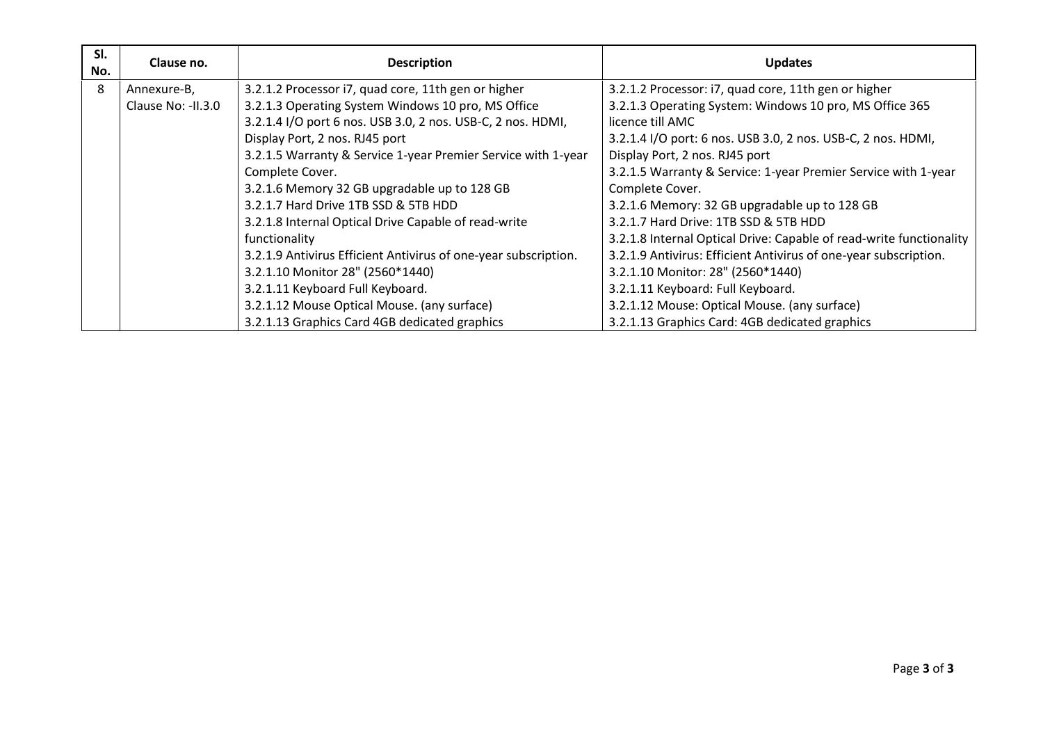| Sl. No. | Clause no. | Description | Updates |
|---|---|---|---|
| 8 | Annexure-B, Clause No: -II.3.0 | 3.2.1.2 Processor i7, quad core, 11th gen or higher<br>3.2.1.3 Operating System Windows 10 pro, MS Office<br>3.2.1.4 I/O port 6 nos. USB 3.0, 2 nos. USB-C, 2 nos. HDMI, Display Port, 2 nos. RJ45 port<br>3.2.1.5 Warranty & Service 1-year Premier Service with 1-year Complete Cover.<br>3.2.1.6 Memory 32 GB upgradable up to 128 GB<br>3.2.1.7 Hard Drive 1TB SSD & 5TB HDD<br>3.2.1.8 Internal Optical Drive Capable of read-write functionality<br>3.2.1.9 Antivirus Efficient Antivirus of one-year subscription.<br>3.2.1.10 Monitor 28" (2560*1440)<br>3.2.1.11 Keyboard Full Keyboard.<br>3.2.1.12 Mouse Optical Mouse. (any surface)<br>3.2.1.13 Graphics Card 4GB dedicated graphics | 3.2.1.2 Processor: i7, quad core, 11th gen or higher<br>3.2.1.3 Operating System: Windows 10 pro, MS Office 365 licence till AMC<br>3.2.1.4 I/O port: 6 nos. USB 3.0, 2 nos. USB-C, 2 nos. HDMI, Display Port, 2 nos. RJ45 port<br>3.2.1.5 Warranty & Service: 1-year Premier Service with 1-year Complete Cover.<br>3.2.1.6 Memory: 32 GB upgradable up to 128 GB<br>3.2.1.7 Hard Drive: 1TB SSD & 5TB HDD<br>3.2.1.8 Internal Optical Drive: Capable of read-write functionality<br>3.2.1.9 Antivirus: Efficient Antivirus of one-year subscription.<br>3.2.1.10 Monitor: 28" (2560*1440)<br>3.2.1.11 Keyboard: Full Keyboard.<br>3.2.1.12 Mouse: Optical Mouse. (any surface)<br>3.2.1.13 Graphics Card: 4GB dedicated graphics |